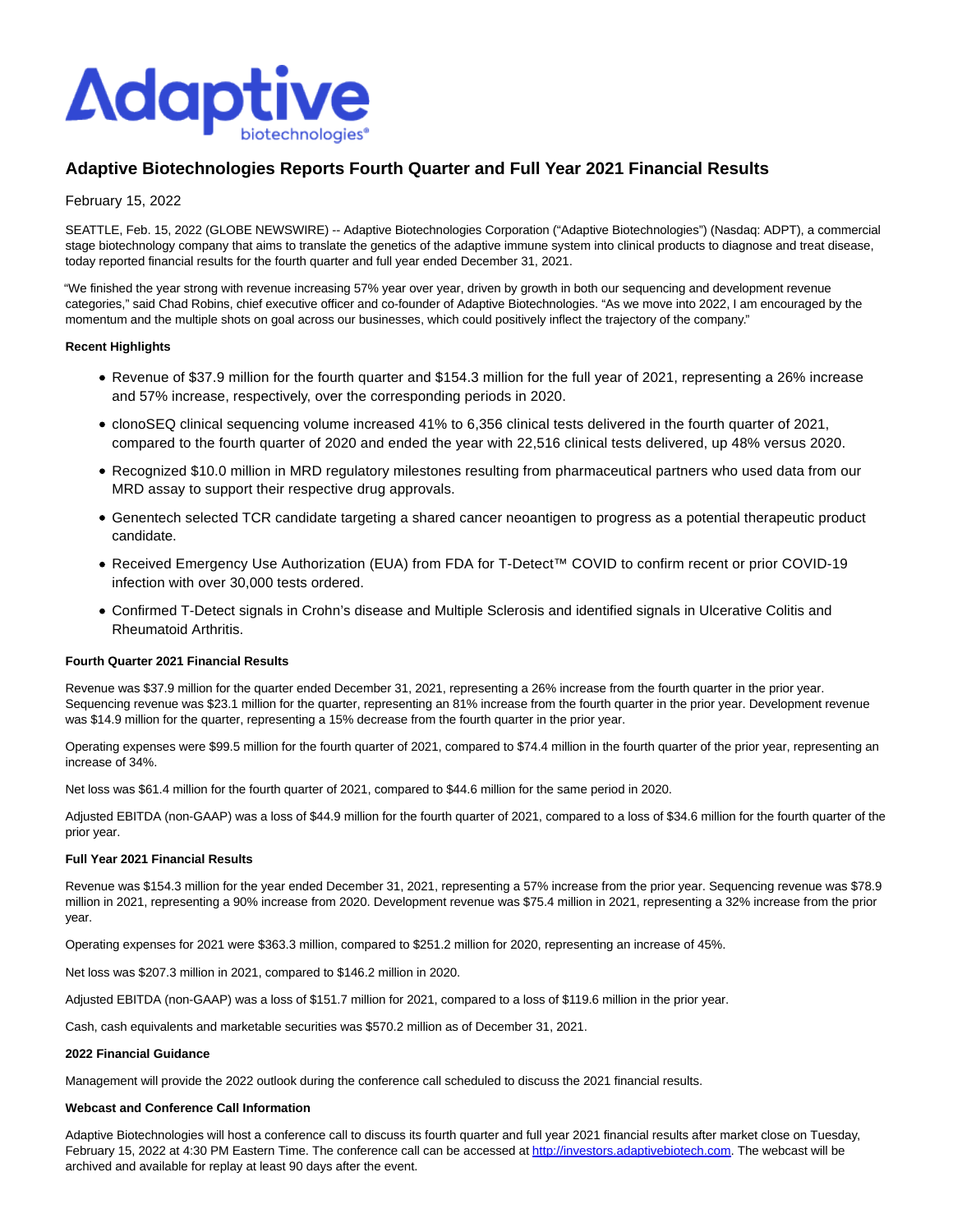# Adaptive Biotechnologies Reports Fourth Quarter and Full Year 2021 Financial Results

February 15, 2022

SEATTLE, Feb. 15, 2022 (GLOBE NEWSWIRE) -- Adaptive Biotechnologies Corporation ("Adaptive Biotechnologies") (Nasdaq: ADPT), a commercial stage biotechnology company that aims to translate the genetics of the adaptive immune system into clinical products to diagnose and treat disease, today reported financial results for the fourth quarter and full year ended December 31, 2021.

"We finished the year strong with revenue increasing 57% year over year, driven by growth in both our sequencing and development revenue categories," said Chad Robins, chief executive officer and co-founder of Adaptive Biotechnologies. "As we move into 2022, I am encouraged by the momentum and the multiple shots on goal across our businesses, which could positively inflect the trajectory of the company."

**Recent Highlights**

- Revenue of $37.9 million for the fourth quarter and $154.3 million for the full year of 2021, representing a 26% increase and 57% increase, respectively, over the corresponding periods in 2020.
- clonoSEQ clinical sequencing volume increased 41% to 6,356 clinical tests delivered in the fourth quarter of 2021, compared to the fourth quarter of 2020 and ended the year with 22,516 clinical tests delivered, up 48% versus 2020.
- Recognized $10.0 million in MRD regulatory milestones resulting from pharmaceutical partners who used data from our MRD assay to support their respective drug approvals.
- Genentech selected TCR candidate targeting a shared cancer neoantigen to progress as a potential therapeutic product candidate.
- Received Emergency Use Authorization (EUA) from FDA for T-Detect™ COVID to confirm recent or prior COVID-19 infection with over 30,000 tests ordered.
- Confirmed T-Detect signals in Crohn's disease and Multiple Sclerosis and identified signals in Ulcerative Colitis and Rheumatoid Arthritis.

**Fourth Quarter 2021 Financial Results**

Revenue was $37.9 million for the quarter ended December 31, 2021, representing a 26% increase from the fourth quarter in the prior year. Sequencing revenue was $23.1 million for the quarter, representing an 81% increase from the fourth quarter in the prior year. Development revenue was $14.9 million for the quarter, representing a 15% decrease from the fourth quarter in the prior year.

Operating expenses were $99.5 million for the fourth quarter of 2021, compared to $74.4 million in the fourth quarter of the prior year, representing an increase of 34%.

Net loss was $61.4 million for the fourth quarter of 2021, compared to $44.6 million for the same period in 2020.

Adjusted EBITDA (non-GAAP) was a loss of $44.9 million for the fourth quarter of 2021, compared to a loss of $34.6 million for the fourth quarter of the prior year.

**Full Year 2021 Financial Results**

Revenue was $154.3 million for the year ended December 31, 2021, representing a 57% increase from the prior year. Sequencing revenue was $78.9 million in 2021, representing a 90% increase from 2020. Development revenue was $75.4 million in 2021, representing a 32% increase from the prior year.

Operating expenses for 2021 were $363.3 million, compared to $251.2 million for 2020, representing an increase of 45%.

Net loss was $207.3 million in 2021, compared to $146.2 million in 2020.

Adjusted EBITDA (non-GAAP) was a loss of $151.7 million for 2021, compared to a loss of $119.6 million in the prior year.

Cash, cash equivalents and marketable securities was $570.2 million as of December 31, 2021.

**2022 Financial Guidance**

Management will provide the 2022 outlook during the conference call scheduled to discuss the 2021 financial results.

**Webcast and Conference Call Information**

Adaptive Biotechnologies will host a conference call to discuss its fourth quarter and full year 2021 financial results after market close on Tuesday, February 15, 2022 at 4:30 PM Eastern Time. The conference call can be accessed at http://investors.adaptivebiotech.com. The webcast will be archived and available for replay at least 90 days after the event.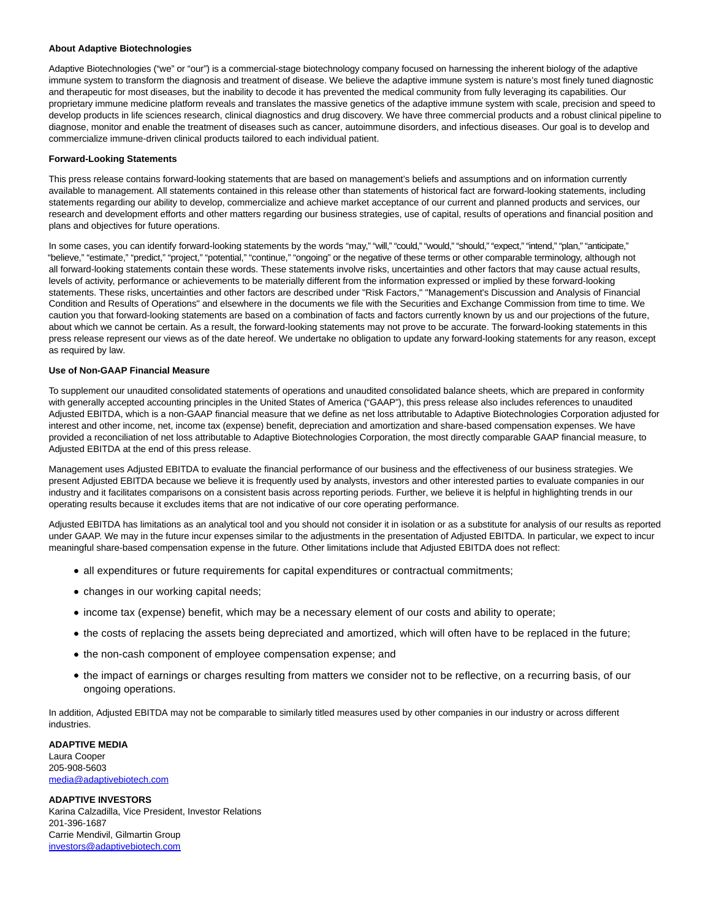**About Adaptive Biotechnologies**

Adaptive Biotechnologies ("we" or "our") is a commercial-stage biotechnology company focused on harnessing the inherent biology of the adaptive immune system to transform the diagnosis and treatment of disease. We believe the adaptive immune system is nature's most finely tuned diagnostic and therapeutic for most diseases, but the inability to decode it has prevented the medical community from fully leveraging its capabilities. Our proprietary immune medicine platform reveals and translates the massive genetics of the adaptive immune system with scale, precision and speed to develop products in life sciences research, clinical diagnostics and drug discovery. We have three commercial products and a robust clinical pipeline to diagnose, monitor and enable the treatment of diseases such as cancer, autoimmune disorders, and infectious diseases. Our goal is to develop and commercialize immune-driven clinical products tailored to each individual patient.

**Forward-Looking Statements**

This press release contains forward-looking statements that are based on management's beliefs and assumptions and on information currently available to management. All statements contained in this release other than statements of historical fact are forward-looking statements, including statements regarding our ability to develop, commercialize and achieve market acceptance of our current and planned products and services, our research and development efforts and other matters regarding our business strategies, use of capital, results of operations and financial position and plans and objectives for future operations.

In some cases, you can identify forward-looking statements by the words "may," "will," "could," "would," "should," "expect," "intend," "plan," "anticipate," "believe," "estimate," "predict," "project," "potential," "continue," "ongoing" or the negative of these terms or other comparable terminology, although not all forward-looking statements contain these words. These statements involve risks, uncertainties and other factors that may cause actual results, levels of activity, performance or achievements to be materially different from the information expressed or implied by these forward-looking statements. These risks, uncertainties and other factors are described under "Risk Factors," "Management's Discussion and Analysis of Financial Condition and Results of Operations" and elsewhere in the documents we file with the Securities and Exchange Commission from time to time. We caution you that forward-looking statements are based on a combination of facts and factors currently known by us and our projections of the future, about which we cannot be certain. As a result, the forward-looking statements may not prove to be accurate. The forward-looking statements in this press release represent our views as of the date hereof. We undertake no obligation to update any forward-looking statements for any reason, except as required by law.

**Use of Non-GAAP Financial Measure**

To supplement our unaudited consolidated statements of operations and unaudited consolidated balance sheets, which are prepared in conformity with generally accepted accounting principles in the United States of America ("GAAP"), this press release also includes references to unaudited Adjusted EBITDA, which is a non-GAAP financial measure that we define as net loss attributable to Adaptive Biotechnologies Corporation adjusted for interest and other income, net, income tax (expense) benefit, depreciation and amortization and share-based compensation expenses. We have provided a reconciliation of net loss attributable to Adaptive Biotechnologies Corporation, the most directly comparable GAAP financial measure, to Adjusted EBITDA at the end of this press release.

Management uses Adjusted EBITDA to evaluate the financial performance of our business and the effectiveness of our business strategies. We present Adjusted EBITDA because we believe it is frequently used by analysts, investors and other interested parties to evaluate companies in our industry and it facilitates comparisons on a consistent basis across reporting periods. Further, we believe it is helpful in highlighting trends in our operating results because it excludes items that are not indicative of our core operating performance.

Adjusted EBITDA has limitations as an analytical tool and you should not consider it in isolation or as a substitute for analysis of our results as reported under GAAP. We may in the future incur expenses similar to the adjustments in the presentation of Adjusted EBITDA. In particular, we expect to incur meaningful share-based compensation expense in the future. Other limitations include that Adjusted EBITDA does not reflect:

- all expenditures or future requirements for capital expenditures or contractual commitments;
- changes in our working capital needs;
- income tax (expense) benefit, which may be a necessary element of our costs and ability to operate;
- the costs of replacing the assets being depreciated and amortized, which will often have to be replaced in the future;
- the non-cash component of employee compensation expense; and
- the impact of earnings or charges resulting from matters we consider not to be reflective, on a recurring basis, of our ongoing operations.

In addition, Adjusted EBITDA may not be comparable to similarly titled measures used by other companies in our industry or across different industries.

**ADAPTIVE MEDIA**
Laura Cooper
205-908-5603
media@adaptivebiotech.com

**ADAPTIVE INVESTORS**
Karina Calzadilla, Vice President, Investor Relations
201-396-1687
Carrie Mendivil, Gilmartin Group
investors@adaptivebiotech.com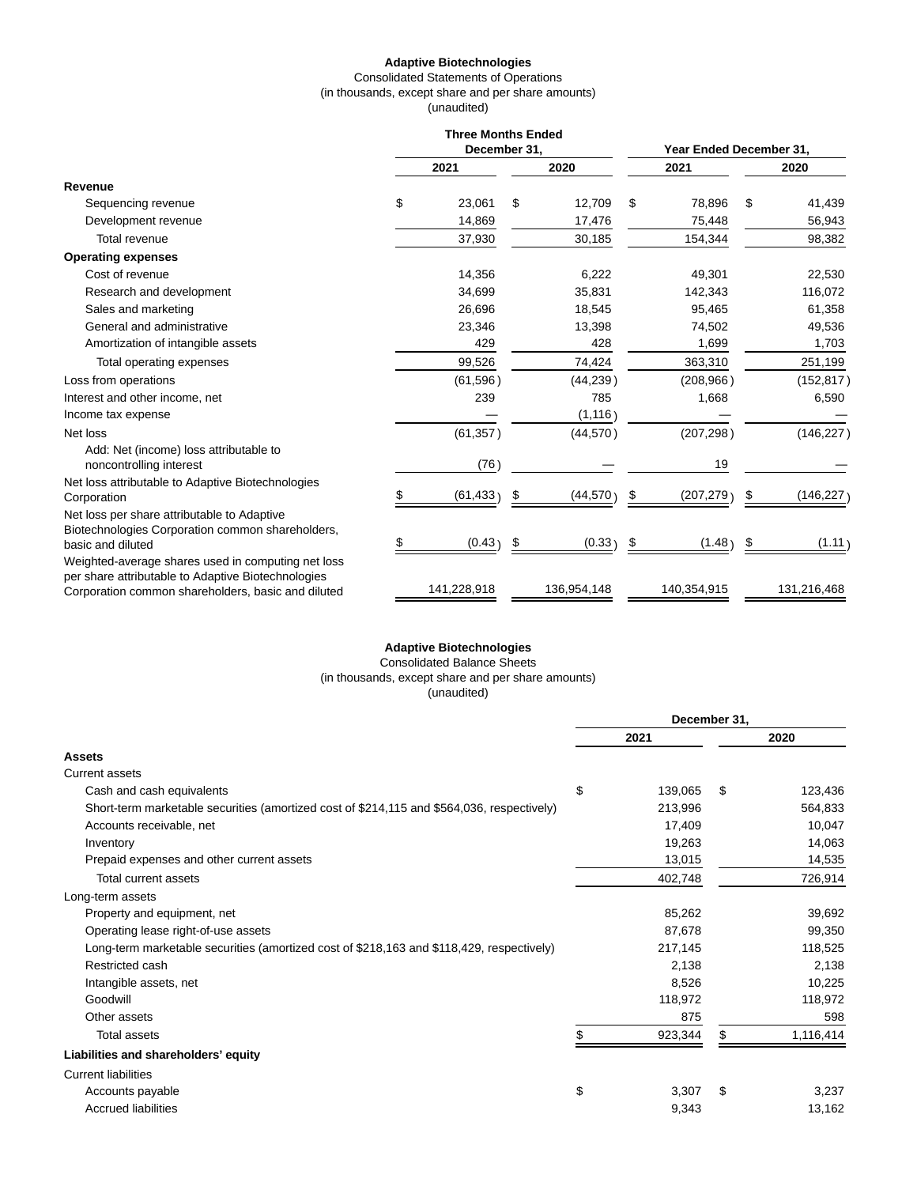**Adaptive Biotechnologies**

Consolidated Statements of Operations

(in thousands, except share and per share amounts)

(unaudited)

| | Three Months Ended December 31, | | Year Ended December 31, | |
|---|---|---|---|---|
| | 2021 | 2020 | 2021 | 2020 |
| **Revenue** | | | | |
| Sequencing revenue | $ 23,061 | $ 12,709 | $ 78,896 | $ 41,439 |
| Development revenue | 14,869 | 17,476 | 75,448 | 56,943 |
| Total revenue | 37,930 | 30,185 | 154,344 | 98,382 |
| **Operating expenses** | | | | |
| Cost of revenue | 14,356 | 6,222 | 49,301 | 22,530 |
| Research and development | 34,699 | 35,831 | 142,343 | 116,072 |
| Sales and marketing | 26,696 | 18,545 | 95,465 | 61,358 |
| General and administrative | 23,346 | 13,398 | 74,502 | 49,536 |
| Amortization of intangible assets | 429 | 428 | 1,699 | 1,703 |
| Total operating expenses | 99,526 | 74,424 | 363,310 | 251,199 |
| Loss from operations | (61,596) | (44,239) | (208,966) | (152,817) |
| Interest and other income, net | 239 | 785 | 1,668 | 6,590 |
| Income tax expense | — | (1,116) | — | — |
| Net loss | (61,357) | (44,570) | (207,298) | (146,227) |
| Add: Net (income) loss attributable to noncontrolling interest | (76) | — | 19 | — |
| Net loss attributable to Adaptive Biotechnologies Corporation | $ (61,433) | $ (44,570) | $ (207,279) | $ (146,227) |
| Net loss per share attributable to Adaptive Biotechnologies Corporation common shareholders, basic and diluted | $ (0.43) | $ (0.33) | $ (1.48) | $ (1.11) |
| Weighted-average shares used in computing net loss per share attributable to Adaptive Biotechnologies Corporation common shareholders, basic and diluted | 141,228,918 | 136,954,148 | 140,354,915 | 131,216,468 |

**Adaptive Biotechnologies**

Consolidated Balance Sheets

(in thousands, except share and per share amounts)

(unaudited)

| | December 31, | |
|---|---|---|
| | 2021 | 2020 |
| **Assets** | | |
| Current assets | | |
| Cash and cash equivalents | $ 139,065 | $ 123,436 |
| Short-term marketable securities (amortized cost of $214,115 and $564,036, respectively) | 213,996 | 564,833 |
| Accounts receivable, net | 17,409 | 10,047 |
| Inventory | 19,263 | 14,063 |
| Prepaid expenses and other current assets | 13,015 | 14,535 |
| Total current assets | 402,748 | 726,914 |
| Long-term assets | | |
| Property and equipment, net | 85,262 | 39,692 |
| Operating lease right-of-use assets | 87,678 | 99,350 |
| Long-term marketable securities (amortized cost of $218,163 and $118,429, respectively) | 217,145 | 118,525 |
| Restricted cash | 2,138 | 2,138 |
| Intangible assets, net | 8,526 | 10,225 |
| Goodwill | 118,972 | 118,972 |
| Other assets | 875 | 598 |
| Total assets | $ 923,344 | $ 1,116,414 |
| **Liabilities and shareholders' equity** | | |
| Current liabilities | | |
| Accounts payable | $ 3,307 | $ 3,237 |
| Accrued liabilities | 9,343 | 13,162 |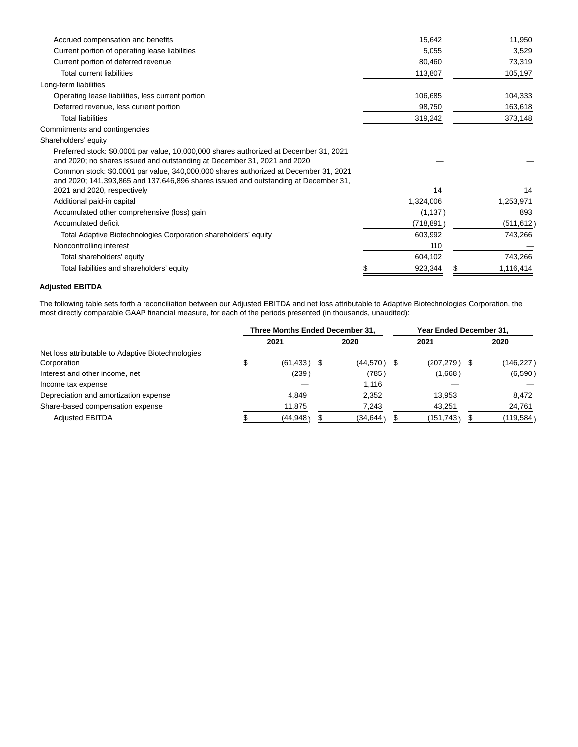| | | |
|---|---|---|
| Accrued compensation and benefits | 15,642 | 11,950 |
| Current portion of operating lease liabilities | 5,055 | 3,529 |
| Current portion of deferred revenue | 80,460 | 73,319 |
| Total current liabilities | 113,807 | 105,197 |
| Long-term liabilities | | |
| Operating lease liabilities, less current portion | 106,685 | 104,333 |
| Deferred revenue, less current portion | 98,750 | 163,618 |
| Total liabilities | 319,242 | 373,148 |
| Commitments and contingencies | | |
| Shareholders' equity | | |
| Preferred stock: $0.0001 par value, 10,000,000 shares authorized at December 31, 2021 and 2020; no shares issued and outstanding at December 31, 2021 and 2020 | — | — |
| Common stock: $0.0001 par value, 340,000,000 shares authorized at December 31, 2021 and 2020; 141,393,865 and 137,646,896 shares issued and outstanding at December 31, 2021 and 2020, respectively | 14 | 14 |
| Additional paid-in capital | 1,324,006 | 1,253,971 |
| Accumulated other comprehensive (loss) gain | (1,137) | 893 |
| Accumulated deficit | (718,891) | (511,612) |
| Total Adaptive Biotechnologies Corporation shareholders' equity | 603,992 | 743,266 |
| Noncontrolling interest | 110 | — |
| Total shareholders' equity | 604,102 | 743,266 |
| Total liabilities and shareholders' equity | $ 923,344 | $ 1,116,414 |

**Adjusted EBITDA**

The following table sets forth a reconciliation between our Adjusted EBITDA and net loss attributable to Adaptive Biotechnologies Corporation, the most directly comparable GAAP financial measure, for each of the periods presented (in thousands, unaudited):

| | Three Months Ended December 31, | | Year Ended December 31, | |
|---|---|---|---|---|
| | 2021 | 2020 | 2021 | 2020 |
| Net loss attributable to Adaptive Biotechnologies Corporation | $ (61,433) | $ (44,570) | $ (207,279) | $ (146,227) |
| Interest and other income, net | (239) | (785) | (1,668) | (6,590) |
| Income tax expense | — | 1,116 | — | — |
| Depreciation and amortization expense | 4,849 | 2,352 | 13,953 | 8,472 |
| Share-based compensation expense | 11,875 | 7,243 | 43,251 | 24,761 |
| Adjusted EBITDA | $ (44,948) | $ (34,644) | $ (151,743) | $ (119,584) |